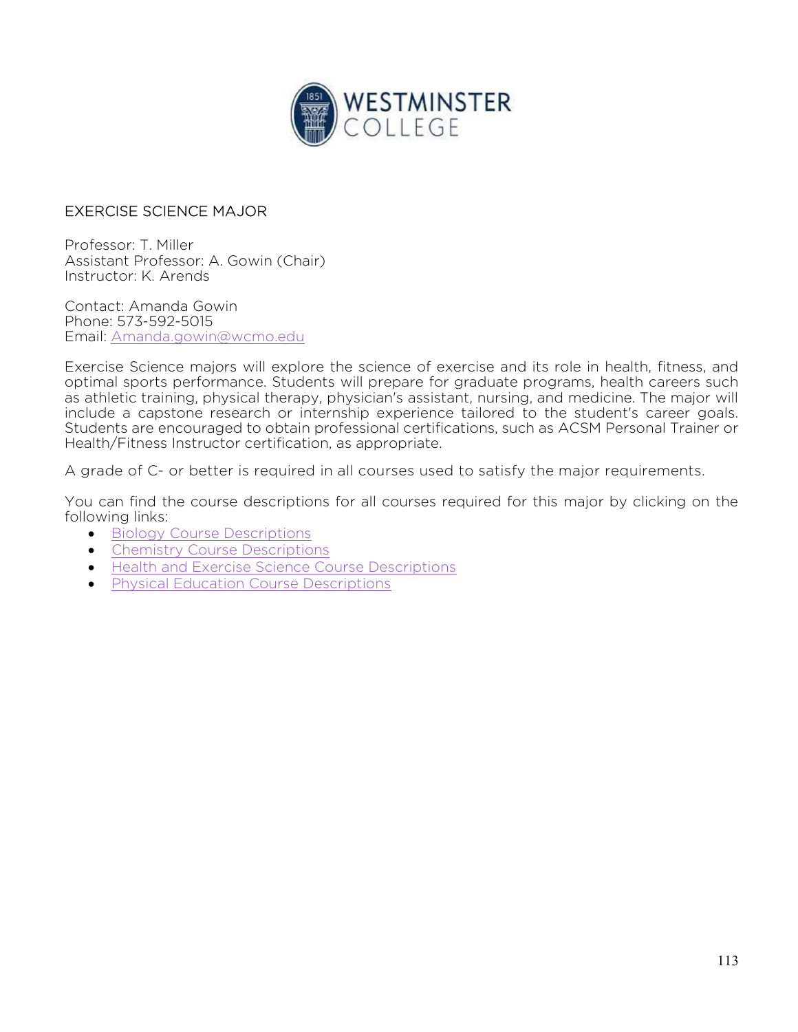# EXERCISE SCIENCE MAJOR

Professor: T. Miller
Assistant Professor: A. Gowin (Chair)
Instructor: K. Arends

Contact: Amanda Gowin
Phone: 573-592-5015
Email: [Amanda.gowin@wcmo.edu](mailto:Amanda.gowin@wcmo.edu)

Exercise Science majors will explore the science of exercise and its role in health, fitness, and optimal sports performance. Students will prepare for graduate programs, health careers such as athletic training, physical therapy, physician's assistant, nursing, and medicine. The major will include a capstone research or internship experience tailored to the student's career goals. Students are encouraged to obtain professional certifications, such as ACSM Personal Trainer or Health/Fitness Instructor certification, as appropriate.

A grade of C- or better is required in all courses used to satisfy the major requirements.

You can find the course descriptions for all courses required for this major by clicking on the following links:

- Biology Course Descriptions
- Chemistry Course Descriptions
- Health and Exercise Science Course Descriptions
- Physical Education Course Descriptions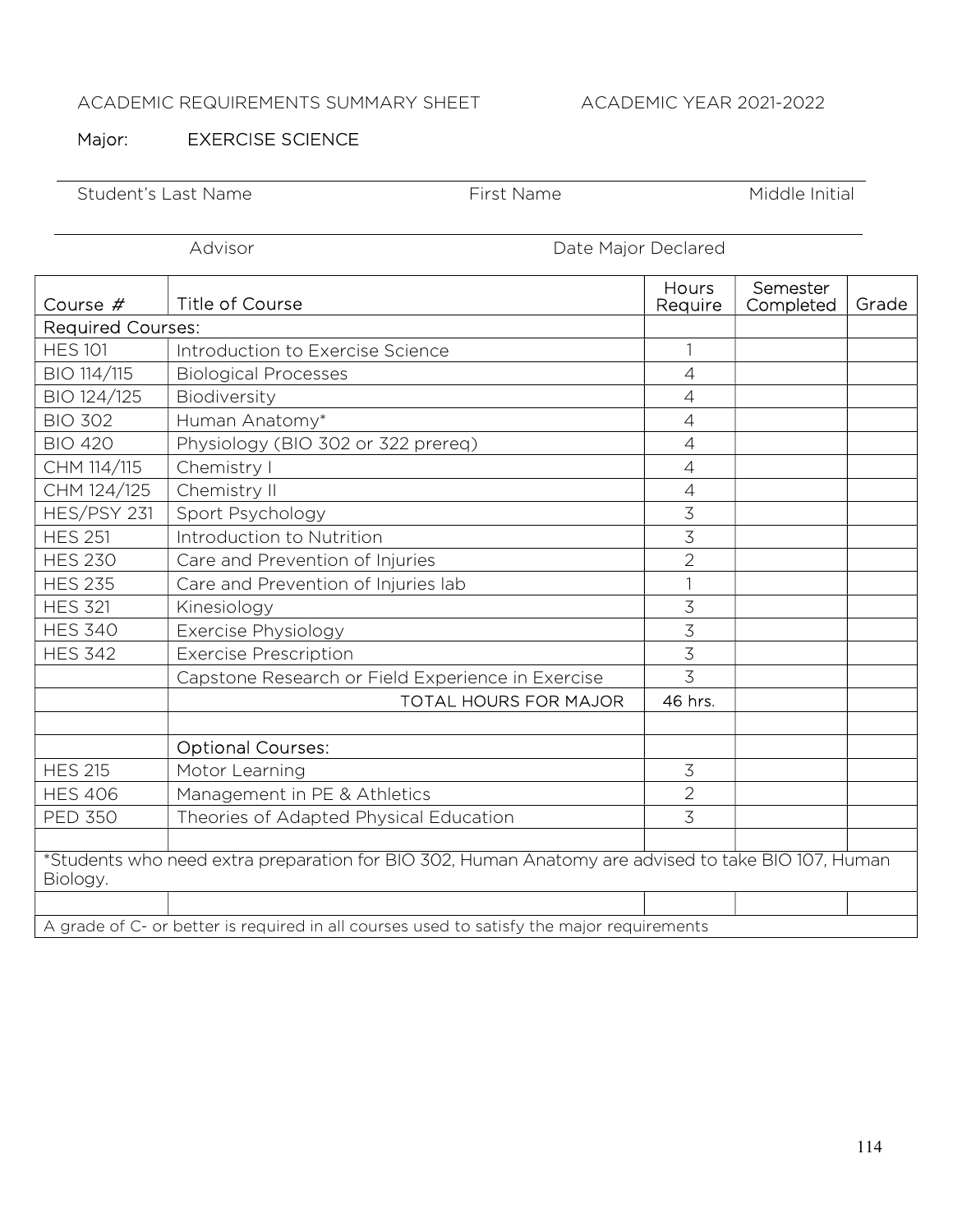ACADEMIC REQUIREMENTS SUMMARY SHEET ACADEMIC YEAR 2021-2022

Major: EXERCISE SCIENCE

Student's Last Name First Name Middle Initial

Advisor Date Major Declared

| Course # | Title of Course | Hours Require | Semester Completed | Grade |
|---|---|---|---|---|
| Required Courses: | | | | |
| HES 101 | Introduction to Exercise Science | 1 | | |
| BIO 114/115 | Biological Processes | 4 | | |
| BIO 124/125 | Biodiversity | 4 | | |
| BIO 302 | Human Anatomy* | 4 | | |
| BIO 420 | Physiology (BIO 302 or 322 prereq) | 4 | | |
| CHM 114/115 | Chemistry I | 4 | | |
| CHM 124/125 | Chemistry II | 4 | | |
| HES/PSY 231 | Sport Psychology | 3 | | |
| HES 251 | Introduction to Nutrition | 3 | | |
| HES 230 | Care and Prevention of Injuries | 2 | | |
| HES 235 | Care and Prevention of Injuries lab | 1 | | |
| HES 321 | Kinesiology | 3 | | |
| HES 340 | Exercise Physiology | 3 | | |
| HES 342 | Exercise Prescription | 3 | | |
| | Capstone Research or Field Experience in Exercise | 3 | | |
| | TOTAL HOURS FOR MAJOR | 46 hrs. | | |
| | | | | |
| | Optional Courses: | | | |
| HES 215 | Motor Learning | 3 | | |
| HES 406 | Management in PE & Athletics | 2 | | |
| PED 350 | Theories of Adapted Physical Education | 3 | | |
| | | | | |
| *Students who need extra preparation for BIO 302, Human Anatomy are advised to take BIO 107, Human Biology. | | | | |
| | | | | |
| A grade of C- or better is required in all courses used to satisfy the major requirements | | | | |